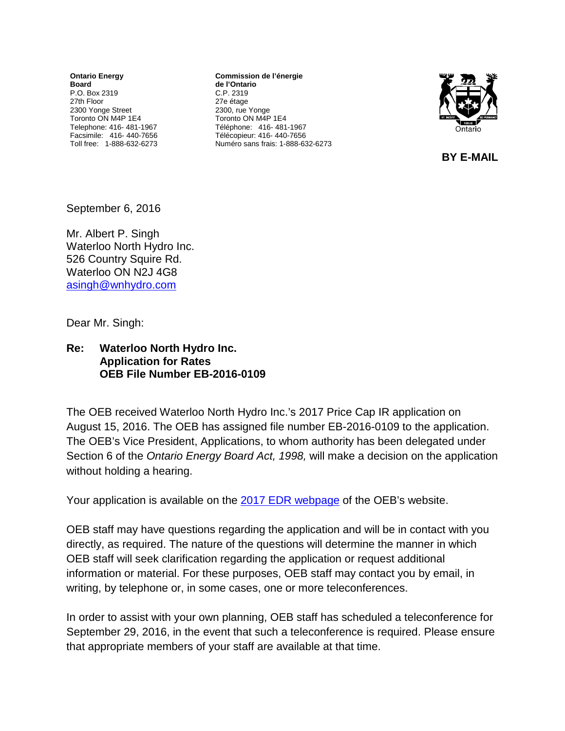**Ontario Energy Board**
P.O. Box 2319
27th Floor
2300 Yonge Street
Toronto ON M4P 1E4
Telephone: 416- 481-1967
Facsimile: 416- 440-7656
Toll free: 1-888-632-6273

**Commission de l'énergie de l'Ontario**
C.P. 2319
27e étage
2300, rue Yonge
Toronto ON M4P 1E4
Téléphone: 416- 481-1967
Télécopieur: 416- 440-7656
Numéro sans frais: 1-888-632-6273

**BY E-MAIL**

September 6, 2016

Mr. Albert P. Singh
Waterloo North Hydro Inc.
526 Country Squire Rd.
Waterloo ON N2J 4G8
asingh@wnhydro.com

Dear Mr. Singh:

**Re: Waterloo North Hydro Inc.
Application for Rates
OEB File Number EB-2016-0109**

The OEB received Waterloo North Hydro Inc.'s 2017 Price Cap IR application on August 15, 2016. The OEB has assigned file number EB-2016-0109 to the application. The OEB's Vice President, Applications, to whom authority has been delegated under Section 6 of the *Ontario Energy Board Act, 1998,* will make a decision on the application without holding a hearing.

Your application is available on the [2017 EDR webpage] of the OEB's website.

OEB staff may have questions regarding the application and will be in contact with you directly, as required. The nature of the questions will determine the manner in which OEB staff will seek clarification regarding the application or request additional information or material. For these purposes, OEB staff may contact you by email, in writing, by telephone or, in some cases, one or more teleconferences.

In order to assist with your own planning, OEB staff has scheduled a teleconference for September 29, 2016, in the event that such a teleconference is required. Please ensure that appropriate members of your staff are available at that time.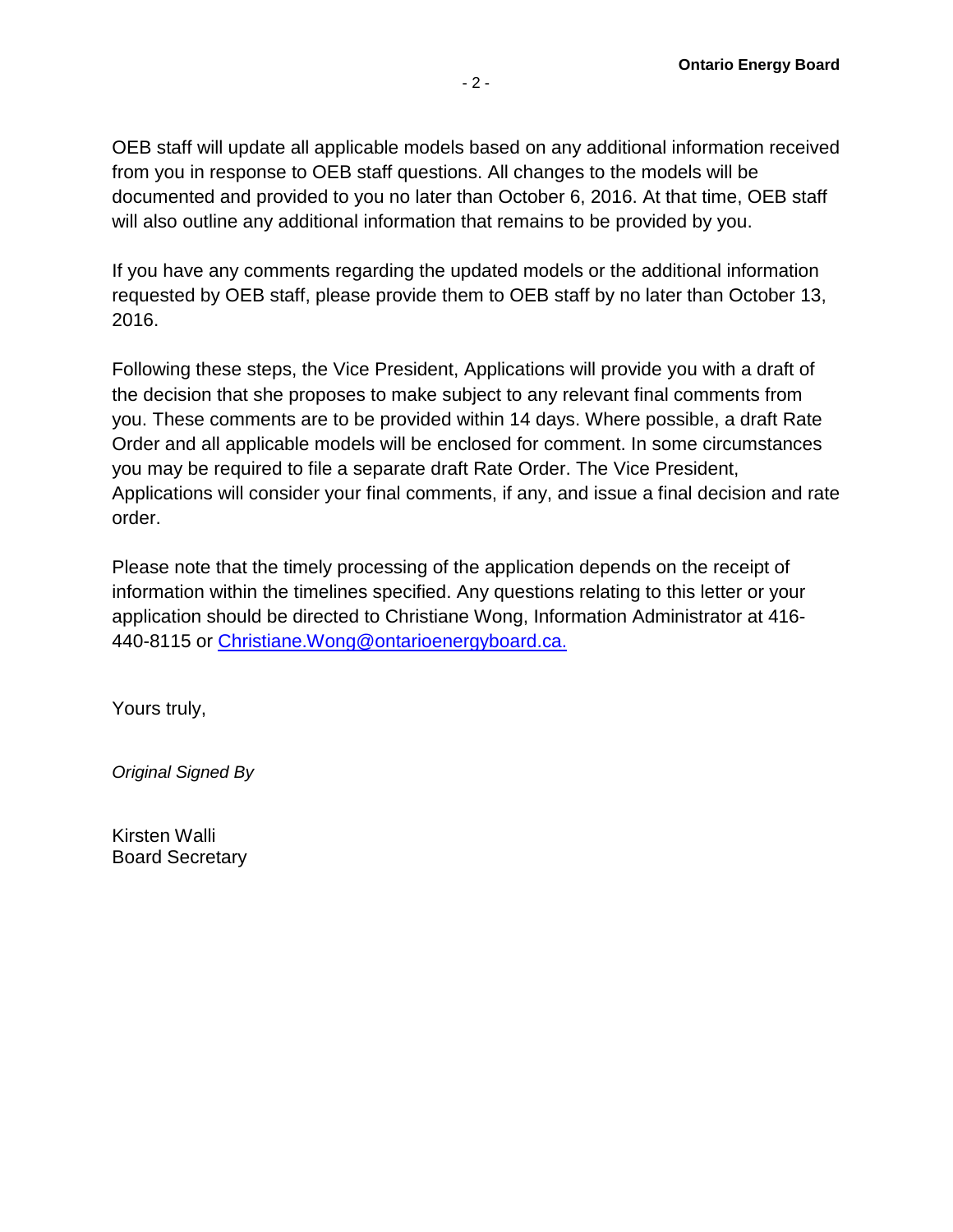OEB staff will update all applicable models based on any additional information received from you in response to OEB staff questions. All changes to the models will be documented and provided to you no later than October 6, 2016. At that time, OEB staff will also outline any additional information that remains to be provided by you.

If you have any comments regarding the updated models or the additional information requested by OEB staff, please provide them to OEB staff by no later than October 13, 2016.

Following these steps, the Vice President, Applications will provide you with a draft of the decision that she proposes to make subject to any relevant final comments from you. These comments are to be provided within 14 days. Where possible, a draft Rate Order and all applicable models will be enclosed for comment. In some circumstances you may be required to file a separate draft Rate Order. The Vice President, Applications will consider your final comments, if any, and issue a final decision and rate order.

Please note that the timely processing of the application depends on the receipt of information within the timelines specified. Any questions relating to this letter or your application should be directed to Christiane Wong, Information Administrator at 416-440-8115 or [Christiane.Wong@ontarioenergyboard.ca.](mailto:Christiane.Wong@ontarioenergyboard.ca)

Yours truly,

*Original Signed By*

Kirsten Walli
Board Secretary